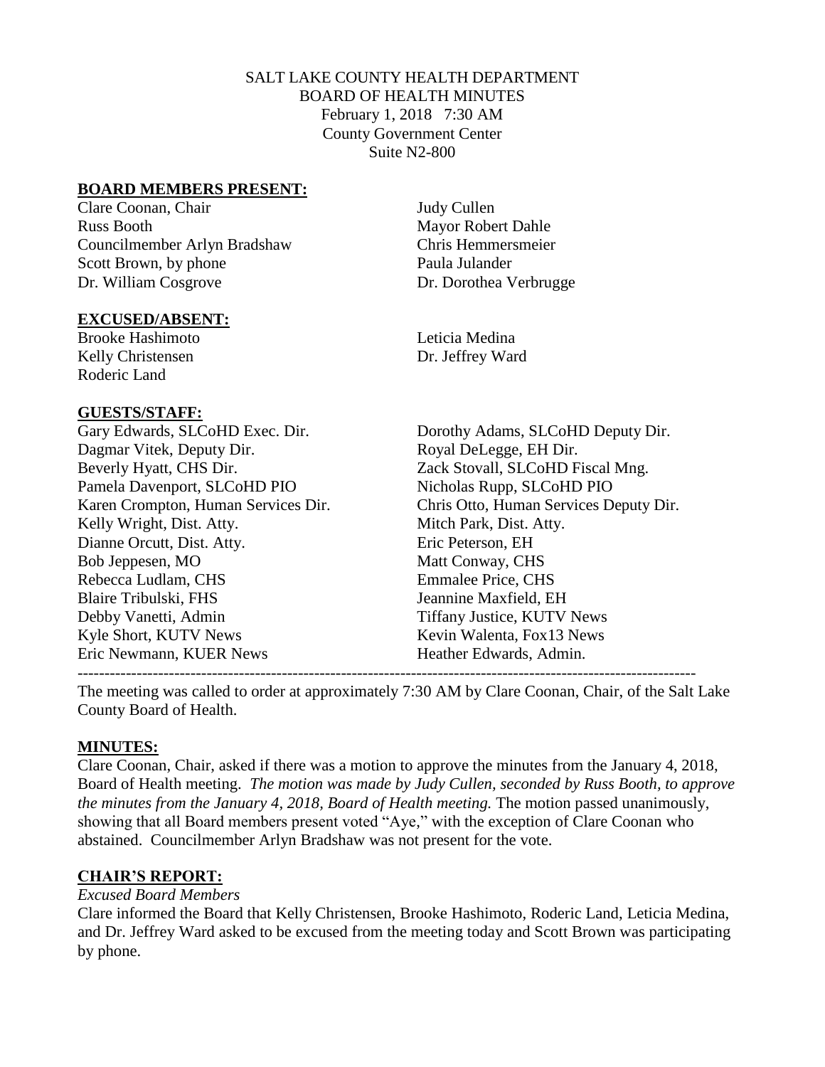SALT LAKE COUNTY HEALTH DEPARTMENT
BOARD OF HEALTH MINUTES
February 1, 2018 7:30 AM
County Government Center
Suite N2-800

## BOARD MEMBERS PRESENT:

Clare Coonan, Chair
Russ Booth
Councilmember Arlyn Bradshaw
Scott Brown, by phone
Dr. William Cosgrove
Judy Cullen
Mayor Robert Dahle
Chris Hemmersmeier
Paula Julander
Dr. Dorothea Verbrugge

## EXCUSED/ABSENT:

Brooke Hashimoto
Kelly Christensen
Roderic Land
Leticia Medina
Dr. Jeffrey Ward

## GUESTS/STAFF:

Gary Edwards, SLCoHD Exec. Dir.
Dorothy Adams, SLCoHD Deputy Dir.
Dagmar Vitek, Deputy Dir.
Royal DeLegge, EH Dir.
Beverly Hyatt, CHS Dir.
Zack Stovall, SLCoHD Fiscal Mng.
Pamela Davenport, SLCoHD PIO
Nicholas Rupp, SLCoHD PIO
Karen Crompton, Human Services Dir.
Chris Otto, Human Services Deputy Dir.
Kelly Wright, Dist. Atty.
Mitch Park, Dist. Atty.
Dianne Orcutt, Dist. Atty.
Eric Peterson, EH
Bob Jeppesen, MO
Matt Conway, CHS
Rebecca Ludlam, CHS
Emmalee Price, CHS
Blaire Tribulski, FHS
Jeannine Maxfield, EH
Debby Vanetti, Admin
Tiffany Justice, KUTV News
Kyle Short, KUTV News
Kevin Walenta, Fox13 News
Eric Newmann, KUER News
Heather Edwards, Admin.

---

The meeting was called to order at approximately 7:30 AM by Clare Coonan, Chair, of the Salt Lake County Board of Health.

## MINUTES:

Clare Coonan, Chair, asked if there was a motion to approve the minutes from the January 4, 2018, Board of Health meeting. *The motion was made by Judy Cullen, seconded by Russ Booth, to approve the minutes from the January 4, 2018, Board of Health meeting.* The motion passed unanimously, showing that all Board members present voted "Aye," with the exception of Clare Coonan who abstained. Councilmember Arlyn Bradshaw was not present for the vote.

## CHAIR'S REPORT:

*Excused Board Members*

Clare informed the Board that Kelly Christensen, Brooke Hashimoto, Roderic Land, Leticia Medina, and Dr. Jeffrey Ward asked to be excused from the meeting today and Scott Brown was participating by phone.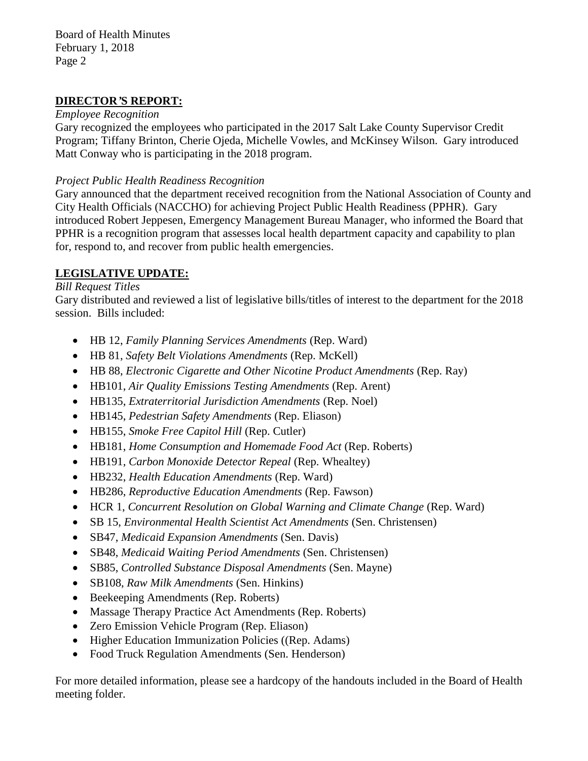## DIRECTOR'S REPORT:

*Employee Recognition*

Gary recognized the employees who participated in the 2017 Salt Lake County Supervisor Credit Program; Tiffany Brinton, Cherie Ojeda, Michelle Vowles, and McKinsey Wilson. Gary introduced Matt Conway who is participating in the 2018 program.

*Project Public Health Readiness Recognition*

Gary announced that the department received recognition from the National Association of County and City Health Officials (NACCHO) for achieving Project Public Health Readiness (PPHR). Gary introduced Robert Jeppesen, Emergency Management Bureau Manager, who informed the Board that PPHR is a recognition program that assesses local health department capacity and capability to plan for, respond to, and recover from public health emergencies.

## LEGISLATIVE UPDATE:

*Bill Request Titles*

Gary distributed and reviewed a list of legislative bills/titles of interest to the department for the 2018 session. Bills included:

- HB 12, *Family Planning Services Amendments* (Rep. Ward)
- HB 81, *Safety Belt Violations Amendments* (Rep. McKell)
- HB 88, *Electronic Cigarette and Other Nicotine Product Amendments* (Rep. Ray)
- HB101, *Air Quality Emissions Testing Amendments* (Rep. Arent)
- HB135, *Extraterritorial Jurisdiction Amendments* (Rep. Noel)
- HB145, *Pedestrian Safety Amendments* (Rep. Eliason)
- HB155, *Smoke Free Capitol Hill* (Rep. Cutler)
- HB181, *Home Consumption and Homemade Food Act* (Rep. Roberts)
- HB191, *Carbon Monoxide Detector Repeal* (Rep. Whealtey)
- HB232, *Health Education Amendments* (Rep. Ward)
- HB286, *Reproductive Education Amendments* (Rep. Fawson)
- HCR 1, *Concurrent Resolution on Global Warning and Climate Change* (Rep. Ward)
- SB 15, *Environmental Health Scientist Act Amendments* (Sen. Christensen)
- SB47, *Medicaid Expansion Amendments* (Sen. Davis)
- SB48, *Medicaid Waiting Period Amendments* (Sen. Christensen)
- SB85, *Controlled Substance Disposal Amendments* (Sen. Mayne)
- SB108, *Raw Milk Amendments* (Sen. Hinkins)
- Beekeeping Amendments (Rep. Roberts)
- Massage Therapy Practice Act Amendments (Rep. Roberts)
- Zero Emission Vehicle Program (Rep. Eliason)
- Higher Education Immunization Policies ((Rep. Adams)
- Food Truck Regulation Amendments (Sen. Henderson)

For more detailed information, please see a hardcopy of the handouts included in the Board of Health meeting folder.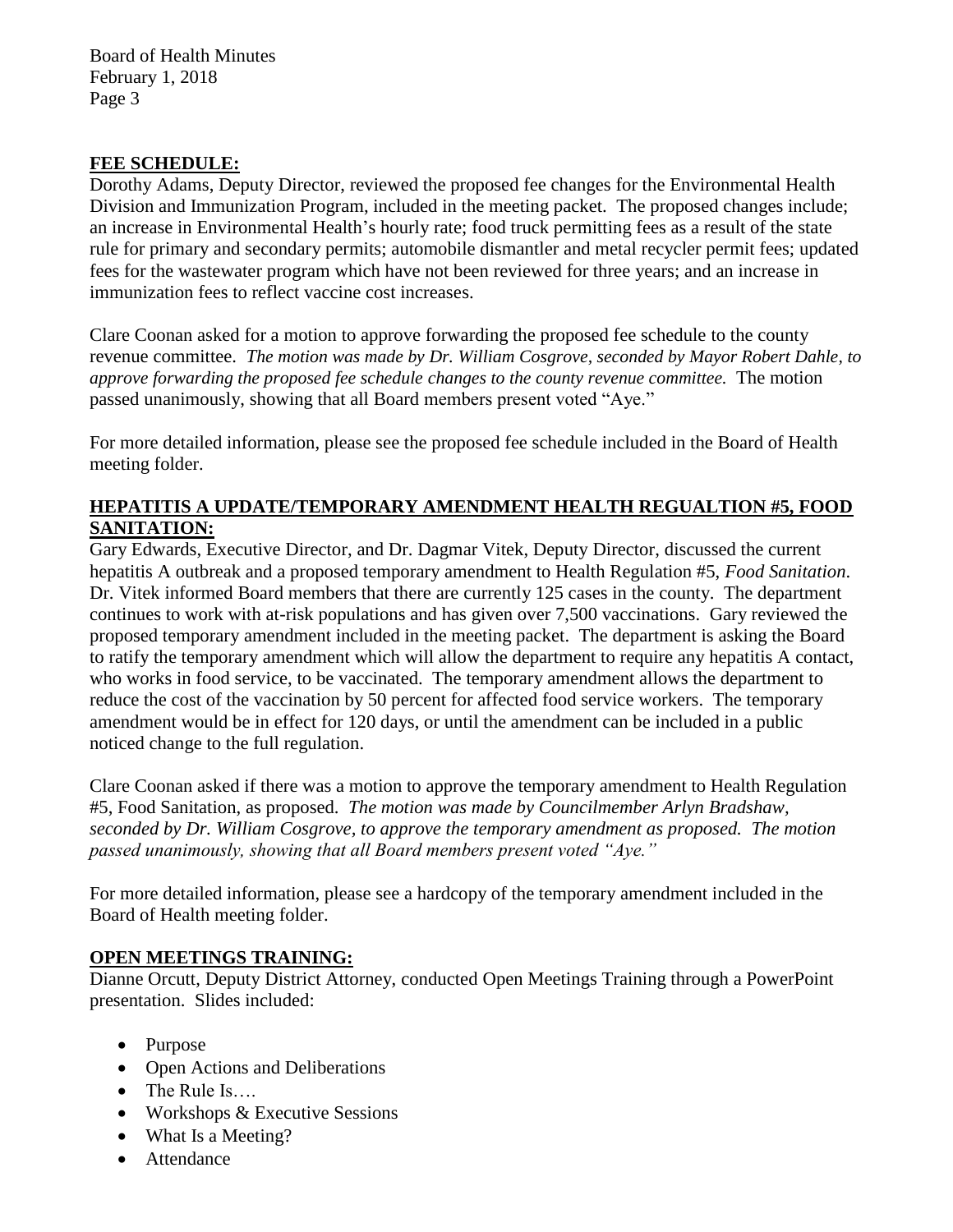## FEE SCHEDULE:

Dorothy Adams, Deputy Director, reviewed the proposed fee changes for the Environmental Health Division and Immunization Program, included in the meeting packet. The proposed changes include; an increase in Environmental Health's hourly rate; food truck permitting fees as a result of the state rule for primary and secondary permits; automobile dismantler and metal recycler permit fees; updated fees for the wastewater program which have not been reviewed for three years; and an increase in immunization fees to reflect vaccine cost increases.

Clare Coonan asked for a motion to approve forwarding the proposed fee schedule to the county revenue committee. *The motion was made by Dr. William Cosgrove, seconded by Mayor Robert Dahle, to approve forwarding the proposed fee schedule changes to the county revenue committee.* The motion passed unanimously, showing that all Board members present voted "Aye."

For more detailed information, please see the proposed fee schedule included in the Board of Health meeting folder.

## HEPATITIS A UPDATE/TEMPORARY AMENDMENT HEALTH REGUALTION #5, FOOD SANITATION:

Gary Edwards, Executive Director, and Dr. Dagmar Vitek, Deputy Director, discussed the current hepatitis A outbreak and a proposed temporary amendment to Health Regulation #5, *Food Sanitation*. Dr. Vitek informed Board members that there are currently 125 cases in the county. The department continues to work with at-risk populations and has given over 7,500 vaccinations. Gary reviewed the proposed temporary amendment included in the meeting packet. The department is asking the Board to ratify the temporary amendment which will allow the department to require any hepatitis A contact, who works in food service, to be vaccinated. The temporary amendment allows the department to reduce the cost of the vaccination by 50 percent for affected food service workers. The temporary amendment would be in effect for 120 days, or until the amendment can be included in a public noticed change to the full regulation.

Clare Coonan asked if there was a motion to approve the temporary amendment to Health Regulation #5, Food Sanitation, as proposed. *The motion was made by Councilmember Arlyn Bradshaw, seconded by Dr. William Cosgrove, to approve the temporary amendment as proposed. The motion passed unanimously, showing that all Board members present voted "Aye."*

For more detailed information, please see a hardcopy of the temporary amendment included in the Board of Health meeting folder.

## OPEN MEETINGS TRAINING:

Dianne Orcutt, Deputy District Attorney, conducted Open Meetings Training through a PowerPoint presentation. Slides included:

- Purpose
- Open Actions and Deliberations
- The Rule Is….
- Workshops & Executive Sessions
- What Is a Meeting?
- Attendance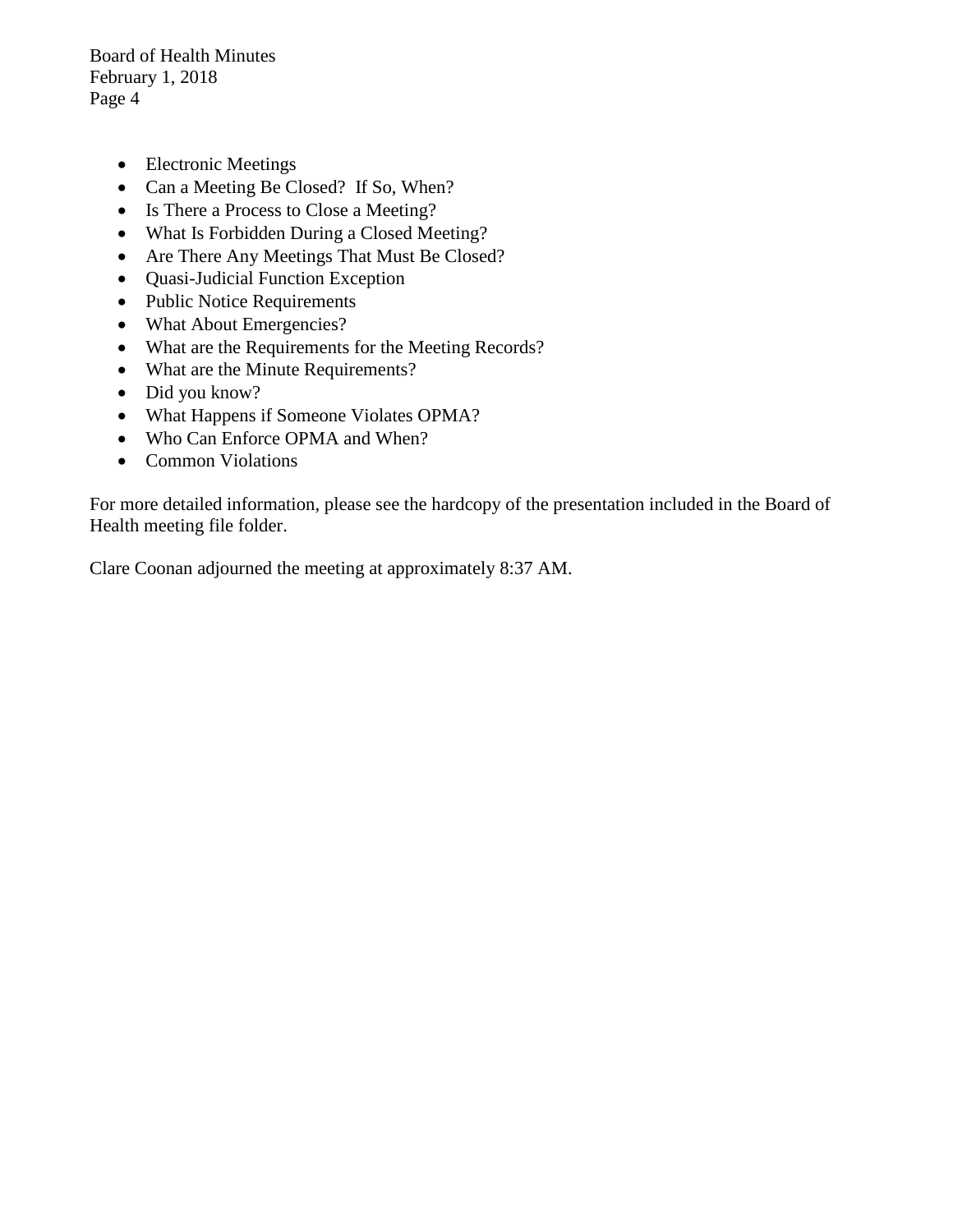- Electronic Meetings
- Can a Meeting Be Closed?  If So, When?
- Is There a Process to Close a Meeting?
- What Is Forbidden During a Closed Meeting?
- Are There Any Meetings That Must Be Closed?
- Quasi-Judicial Function Exception
- Public Notice Requirements
- What About Emergencies?
- What are the Requirements for the Meeting Records?
- What are the Minute Requirements?
- Did you know?
- What Happens if Someone Violates OPMA?
- Who Can Enforce OPMA and When?
- Common Violations

For more detailed information, please see the hardcopy of the presentation included in the Board of Health meeting file folder.

Clare Coonan adjourned the meeting at approximately 8:37 AM.